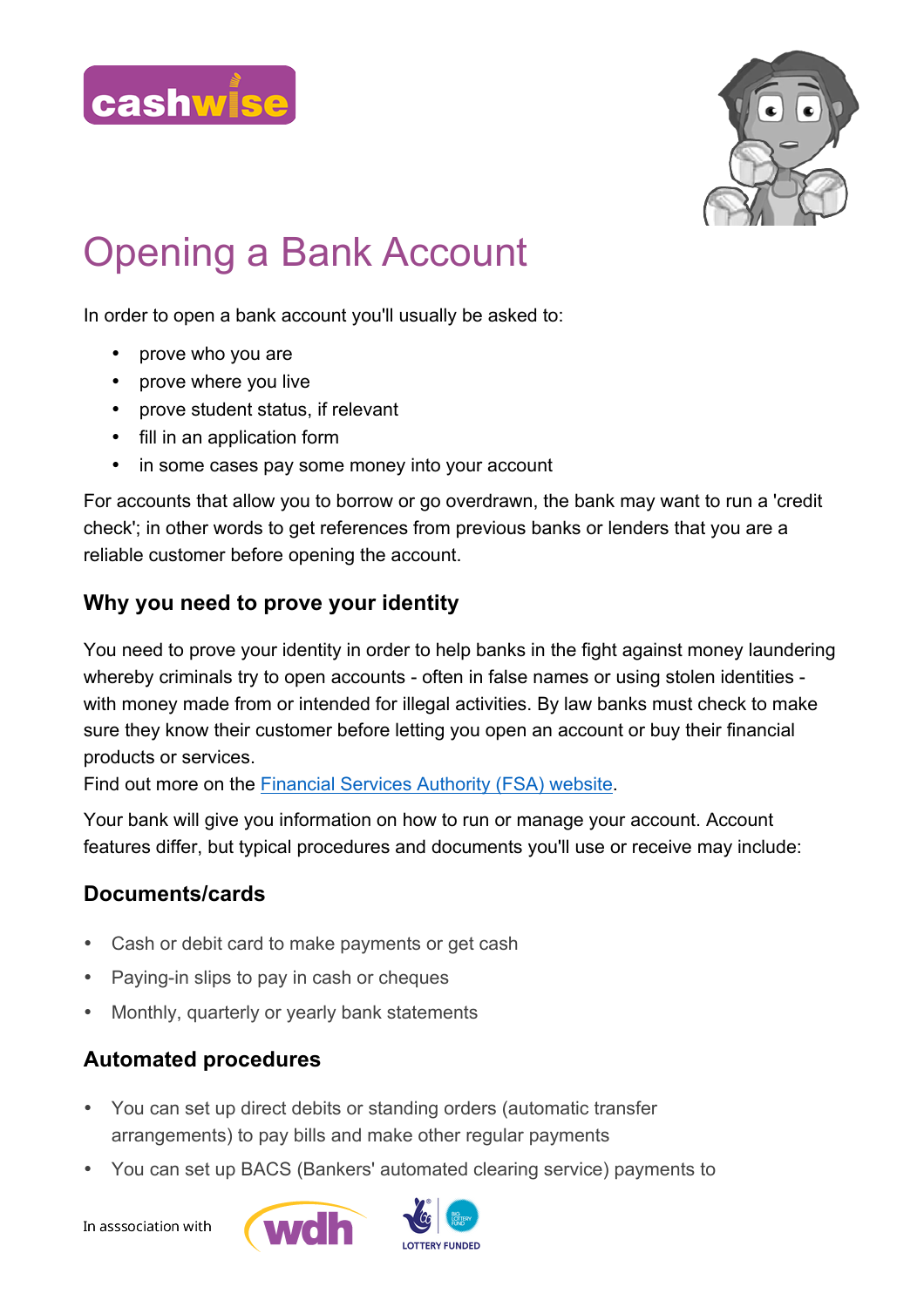cashwise

# Opening a Bank Account

In order to open a bank account you'll usually be asked to:

- prove who you are
- prove where you live
- prove student status, if relevant
- fill in an application form
- in some cases pay some money into your account

For accounts that allow you to borrow or go overdrawn, the bank may want to run a 'credit check'; in other words to get references from previous banks or lenders that you are a reliable customer before opening the account.

## Why you need to prove your identity

You need to prove your identity in order to help banks in the fight against money laundering whereby criminals try to open accounts - often in false names or using stolen identities - with money made from or intended for illegal activities. By law banks must check to make sure they know their customer before letting you open an account or buy their financial products or services.
Find out more on the Financial Services Authority (FSA) website.

Your bank will give you information on how to run or manage your account. Account features differ, but typical procedures and documents you'll use or receive may include:

## Documents/cards

- Cash or debit card to make payments or get cash
- Paying-in slips to pay in cash or cheques
- Monthly, quarterly or yearly bank statements

## Automated procedures

- You can set up direct debits or standing orders (automatic transfer arrangements) to pay bills and make other regular payments
- You can set up BACS (Bankers' automated clearing service) payments to

In asssociation with wdh LOTTERY FUNDED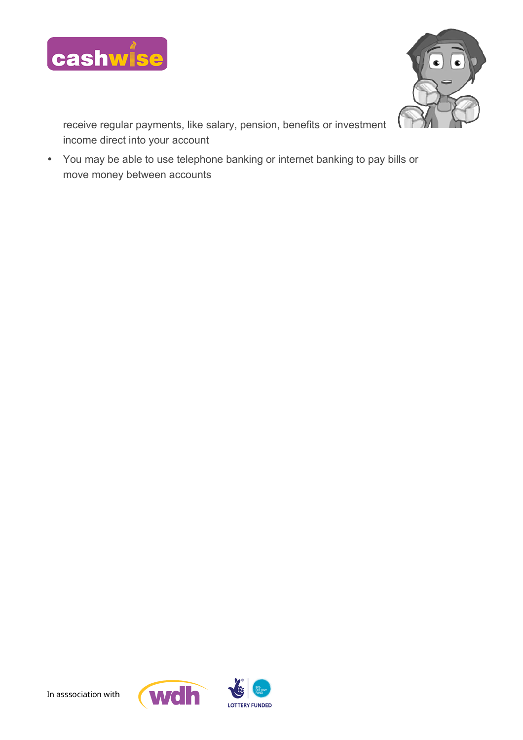receive regular payments, like salary, pension, benefits or investment income direct into your account

- You may be able to use telephone banking or internet banking to pay bills or move money between accounts